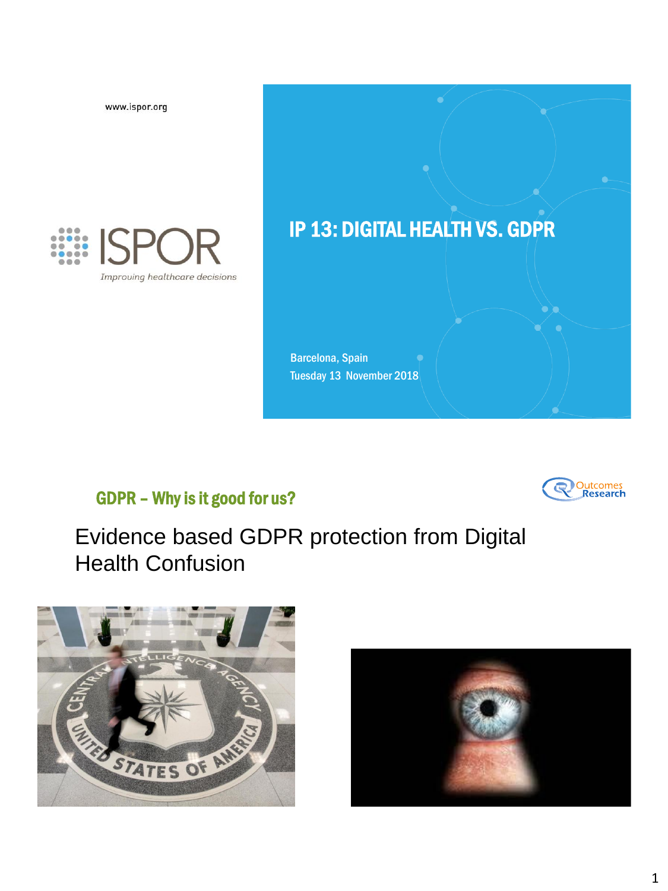www.ispor.org

ISPOR

*Improving healthcare decisions*

# IP 13: DIGITAL HEALTH VS. GDPR

Barcelona, Spain
Tuesday 13 November 2018

## GDPR – Why is it good for us?

Outcomes Research

Evidence based GDPR protection from Digital Health Confusion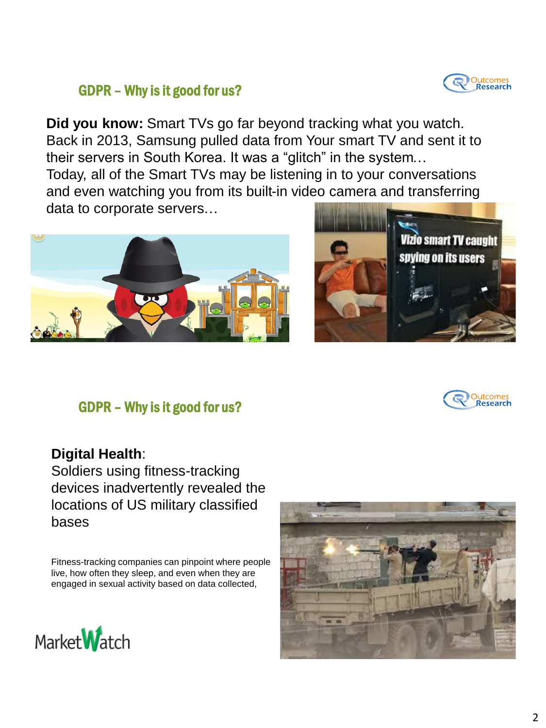## GDPR – Why is it good for us?

**Did you know:** Smart TVs go far beyond tracking what you watch. Back in 2013, Samsung pulled data from Your smart TV and sent it to their servers in South Korea. It was a “glitch” in the system… Today, all of the Smart TVs may be listening in to your conversations and even watching you from its built-in video camera and transferring data to corporate servers…

## GDPR – Why is it good for us?

**Digital Health**:
Soldiers using fitness-tracking devices inadvertently revealed the locations of US military classified bases

Fitness-tracking companies can pinpoint where people live, how often they sleep, and even when they are engaged in sexual activity based on data collected,

MarketWatch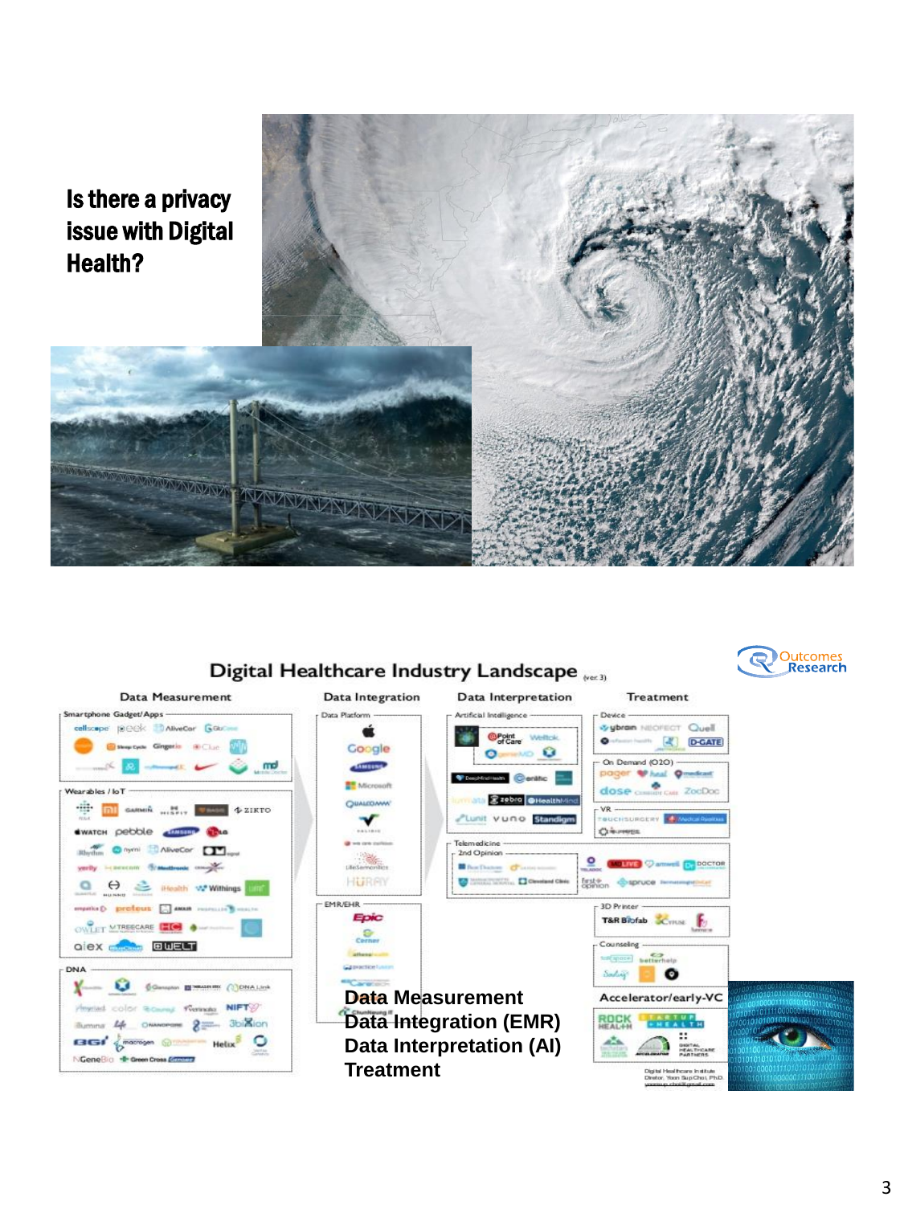Is there a privacy issue with Digital Health?

Data Measurement
Data Integration (EMR)
Data Interpretation (AI)
Treatment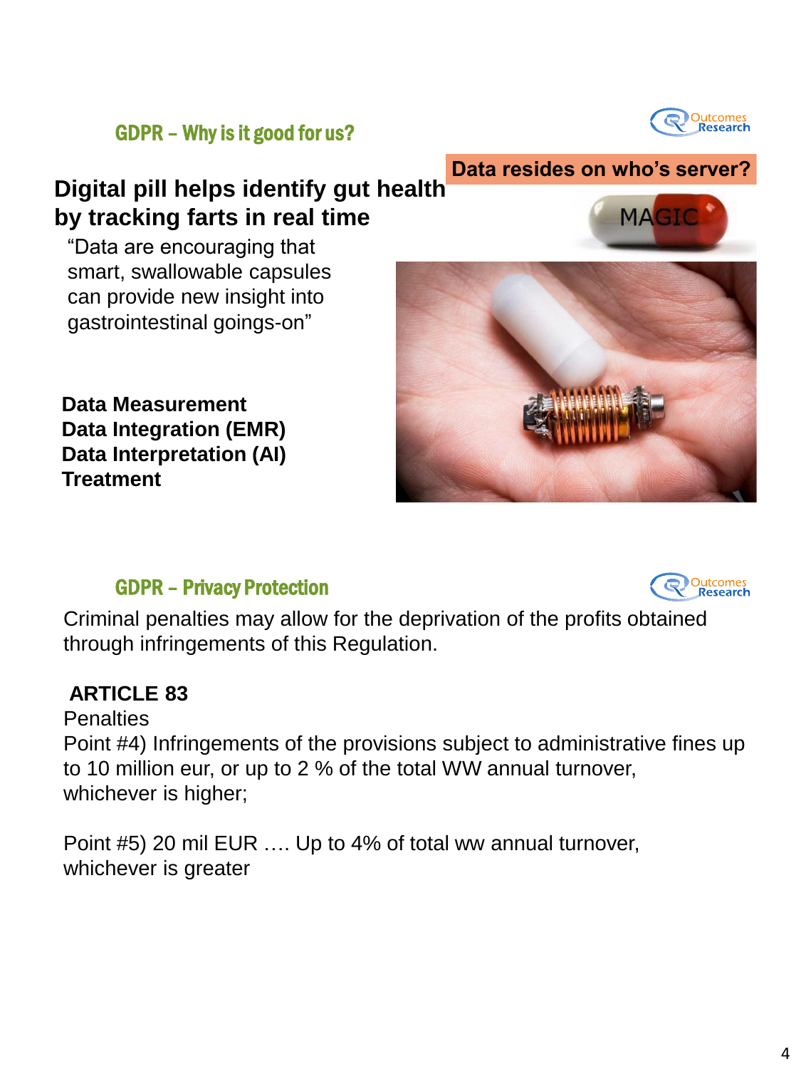## GDPR – Why is it good for us?

**Data resides on who's server?**

MAGIC

# Digital pill helps identify gut health by tracking farts in real time

"Data are encouraging that smart, swallowable capsules can provide new insight into gastrointestinal goings-on"

**Data Measurement**
**Data Integration (EMR)**
**Data Interpretation (AI)**
**Treatment**

## GDPR – Privacy Protection

Criminal penalties may allow for the deprivation of the profits obtained through infringements of this Regulation.

**ARTICLE 83**

Penalties

Point #4) Infringements of the provisions subject to administrative fines up to 10 million eur, or up to 2 % of the total WW annual turnover, whichever is higher;

Point #5) 20 mil EUR …. Up to 4% of total ww annual turnover, whichever is greater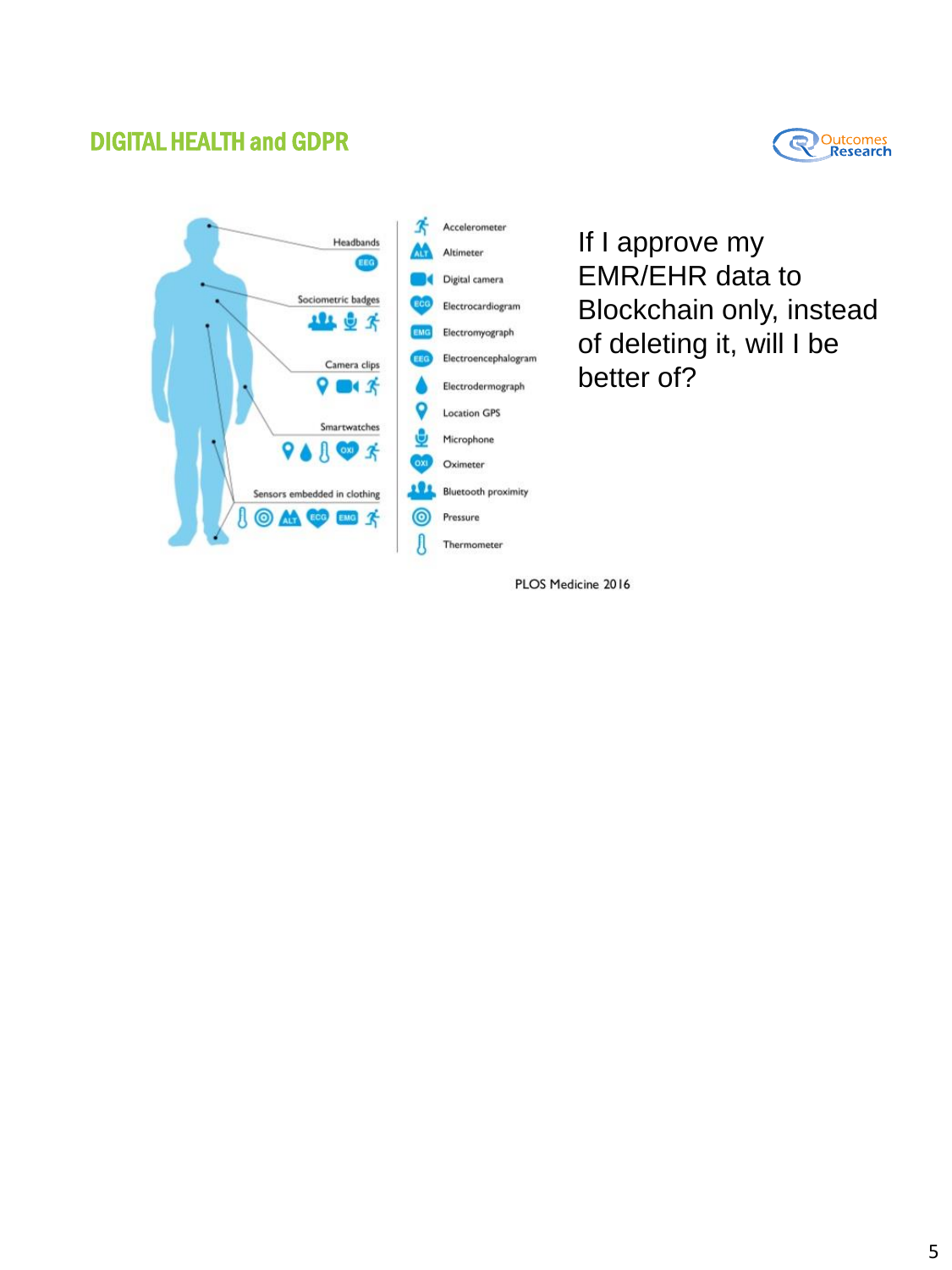## DIGITAL HEALTH and GDPR

Headbands

Sociometric badges

Camera clips

Smartwatches

Sensors embedded in clothing

Accelerometer

Altimeter

Digital camera

Electrocardiogram

Electromyograph

Electroencephalogram

Electrodermograph

Location GPS

Microphone

Oximeter

Bluetooth proximity

Pressure

Thermometer

PLOS Medicine 2016

If I approve my EMR/EHR data to Blockchain only, instead of deleting it, will I be better of?